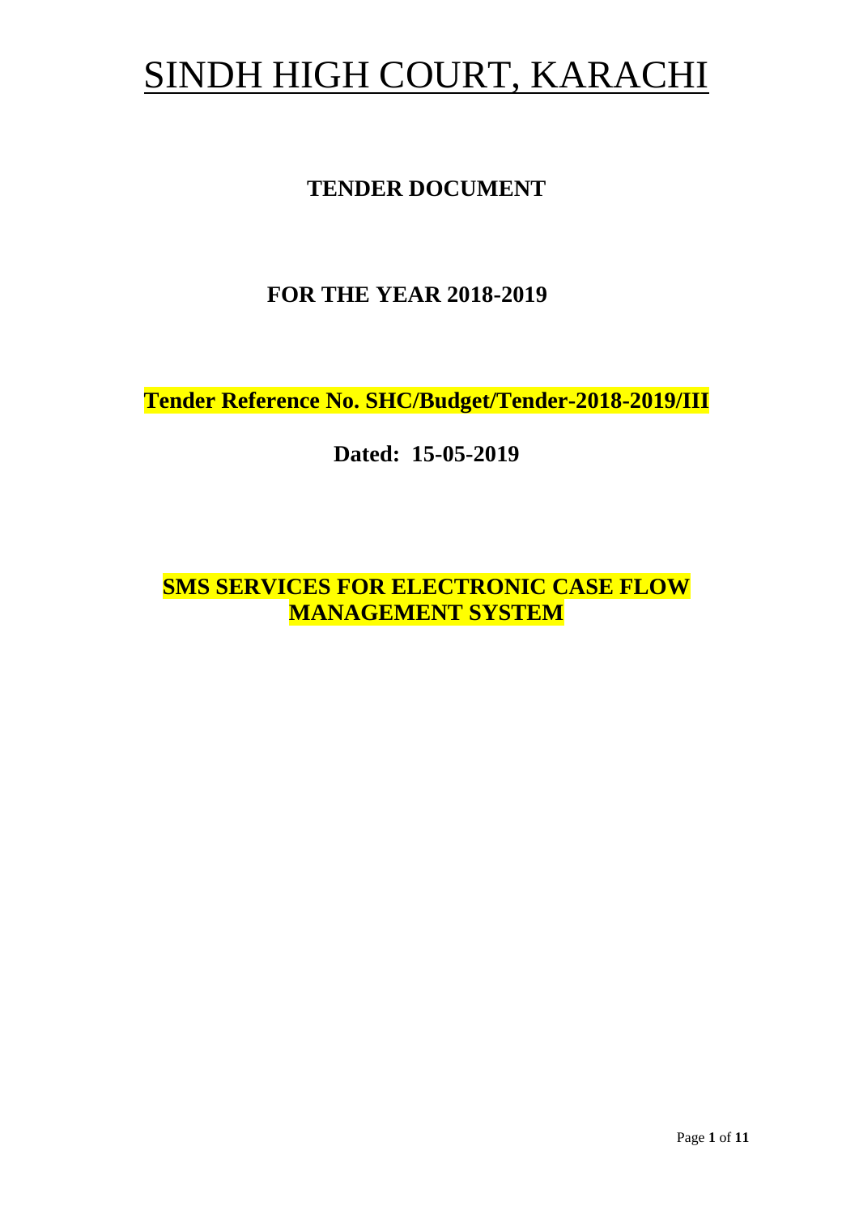# SINDH HIGH COURT, KARACHI

**TENDER DOCUMENT**

**FOR THE YEAR 2018-2019**

**Tender Reference No. SHC/Budget/Tender-2018-2019/III**

**Dated: 15-05-2019**

**SMS SERVICES FOR ELECTRONIC CASE FLOW MANAGEMENT SYSTEM**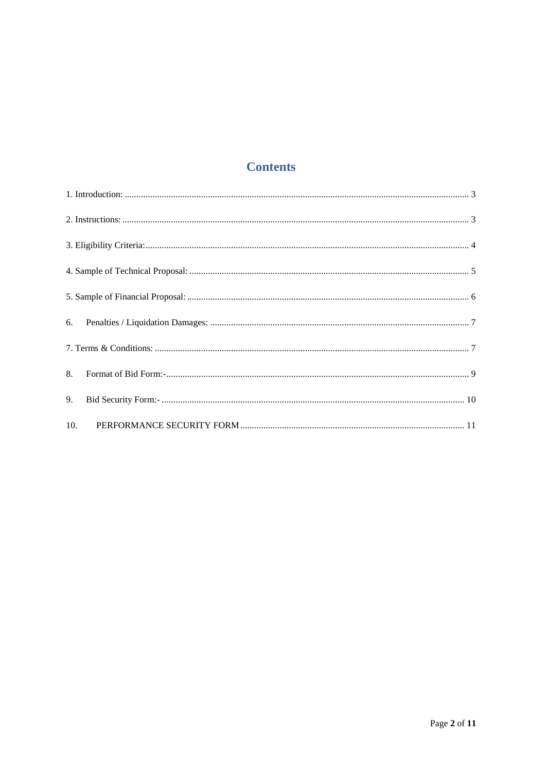# Contents

1. Introduction: ........ 3

2. Instructions: ........ 3

3. Eligibility Criteria: ........ 4

4. Sample of Technical Proposal: ........ 5

5. Sample of Financial Proposal: ........ 6

6. Penalties / Liquidation Damages: ........ 7

7. Terms & Conditions: ........ 7

8. Format of Bid Form:- ........ 9

9. Bid Security Form:- ........ 10

10. PERFORMANCE SECURITY FORM ........ 11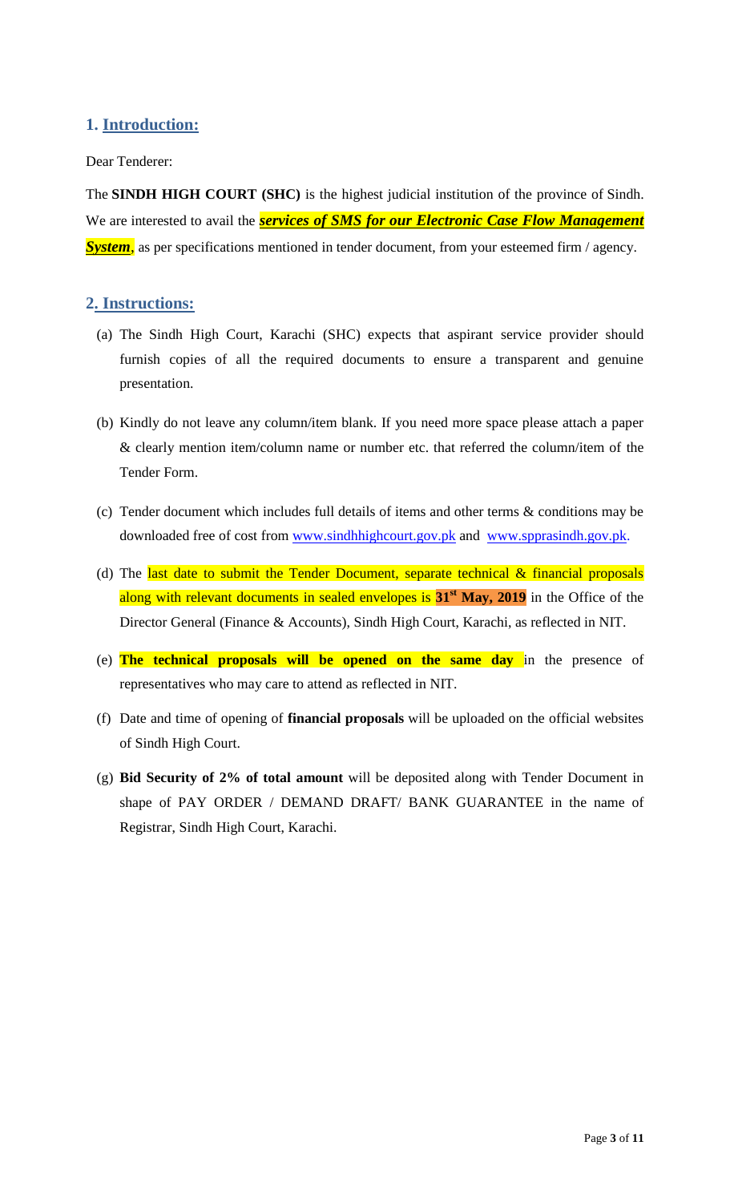## 1. Introduction:

Dear Tenderer:

The **SINDH HIGH COURT (SHC)** is the highest judicial institution of the province of Sindh. We are interested to avail the ***services of SMS for our Electronic Case Flow Management System***, as per specifications mentioned in tender document, from your esteemed firm / agency.

## 2. Instructions:

(a) The Sindh High Court, Karachi (SHC) expects that aspirant service provider should furnish copies of all the required documents to ensure a transparent and genuine presentation.

(b) Kindly do not leave any column/item blank. If you need more space please attach a paper & clearly mention item/column name or number etc. that referred the column/item of the Tender Form.

(c) Tender document which includes full details of items and other terms & conditions may be downloaded free of cost from www.sindhhighcourt.gov.pk and www.spprasindh.gov.pk.

(d) The last date to submit the Tender Document, separate technical & financial proposals along with relevant documents in sealed envelopes is **31st May, 2019** in the Office of the Director General (Finance & Accounts), Sindh High Court, Karachi, as reflected in NIT.

(e) **The technical proposals will be opened on the same day** in the presence of representatives who may care to attend as reflected in NIT.

(f) Date and time of opening of **financial proposals** will be uploaded on the official websites of Sindh High Court.

(g) **Bid Security of 2% of total amount** will be deposited along with Tender Document in shape of PAY ORDER / DEMAND DRAFT/ BANK GUARANTEE in the name of Registrar, Sindh High Court, Karachi.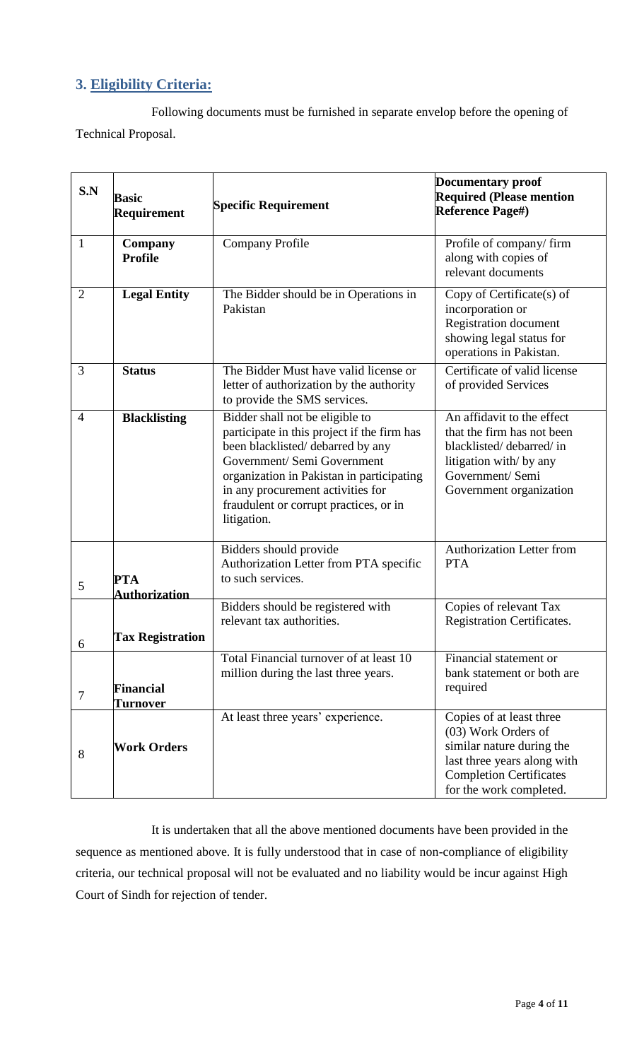## 3. Eligibility Criteria:

Following documents must be furnished in separate envelop before the opening of Technical Proposal.

| S.N | Basic Requirement | Specific Requirement | Documentary proof Required (Please mention Reference Page#) |
|---|---|---|---|
| 1 | **Company Profile** | Company Profile | Profile of company/ firm along with copies of relevant documents |
| 2 | **Legal Entity** | The Bidder should be in Operations in Pakistan | Copy of Certificate(s) of incorporation or Registration document showing legal status for operations in Pakistan. |
| 3 | **Status** | The Bidder Must have valid license or letter of authorization by the authority to provide the SMS services. | Certificate of valid license of provided Services |
| 4 | **Blacklisting** | Bidder shall not be eligible to participate in this project if the firm has been blacklisted/ debarred by any Government/ Semi Government organization in Pakistan in participating in any procurement activities for fraudulent or corrupt practices, or in litigation. | An affidavit to the effect that the firm has not been blacklisted/ debarred/ in litigation with/ by any Government/ Semi Government organization |
| 5 | **PTA Authorization** | Bidders should provide Authorization Letter from PTA specific to such services. | Authorization Letter from PTA |
| 6 | **Tax Registration** | Bidders should be registered with relevant tax authorities. | Copies of relevant Tax Registration Certificates. |
| 7 | **Financial Turnover** | Total Financial turnover of at least 10 million during the last three years. | Financial statement or bank statement or both are required |
| 8 | **Work Orders** | At least three years' experience. | Copies of at least three (03) Work Orders of similar nature during the last three years along with Completion Certificates for the work completed. |

It is undertaken that all the above mentioned documents have been provided in the sequence as mentioned above. It is fully understood that in case of non-compliance of eligibility criteria, our technical proposal will not be evaluated and no liability would be incur against High Court of Sindh for rejection of tender.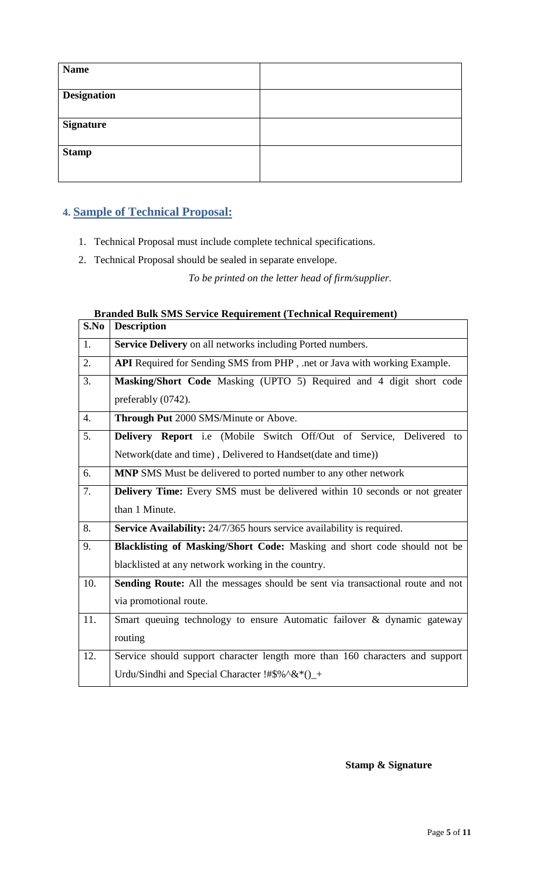| **Name** | |
|---|---|
| **Designation** | |
| **Signature** | |
| **Stamp** | |

## 4. Sample of Technical Proposal:

1. Technical Proposal must include complete technical specifications.
2. Technical Proposal should be sealed in separate envelope.

*To be printed on the letter head of firm/supplier.*

**Branded Bulk SMS Service Requirement (Technical Requirement)**

| S.No | Description |
|---|---|
| 1. | **Service Delivery** on all networks including Ported numbers. |
| 2. | **API** Required for Sending SMS from PHP , .net or Java with working Example. |
| 3. | **Masking/Short Code** Masking (UPTO 5) Required and 4 digit short code preferably (0742). |
| 4. | **Through Put** 2000 SMS/Minute or Above. |
| 5. | **Delivery Report** i.e (Mobile Switch Off/Out of Service, Delivered to Network(date and time) , Delivered to Handset(date and time)) |
| 6. | **MNP** SMS Must be delivered to ported number to any other network |
| 7. | **Delivery Time:** Every SMS must be delivered within 10 seconds or not greater than 1 Minute. |
| 8. | **Service Availability:** 24/7/365 hours service availability is required. |
| 9. | **Blacklisting of Masking/Short Code:** Masking and short code should not be blacklisted at any network working in the country. |
| 10. | **Sending Route:** All the messages should be sent via transactional route and not via promotional route. |
| 11. | Smart queuing technology to ensure Automatic failover & dynamic gateway routing |
| 12. | Service should support character length more than 160 characters and support Urdu/Sindhi and Special Character !#$%^&*()_+ |

**Stamp & Signature**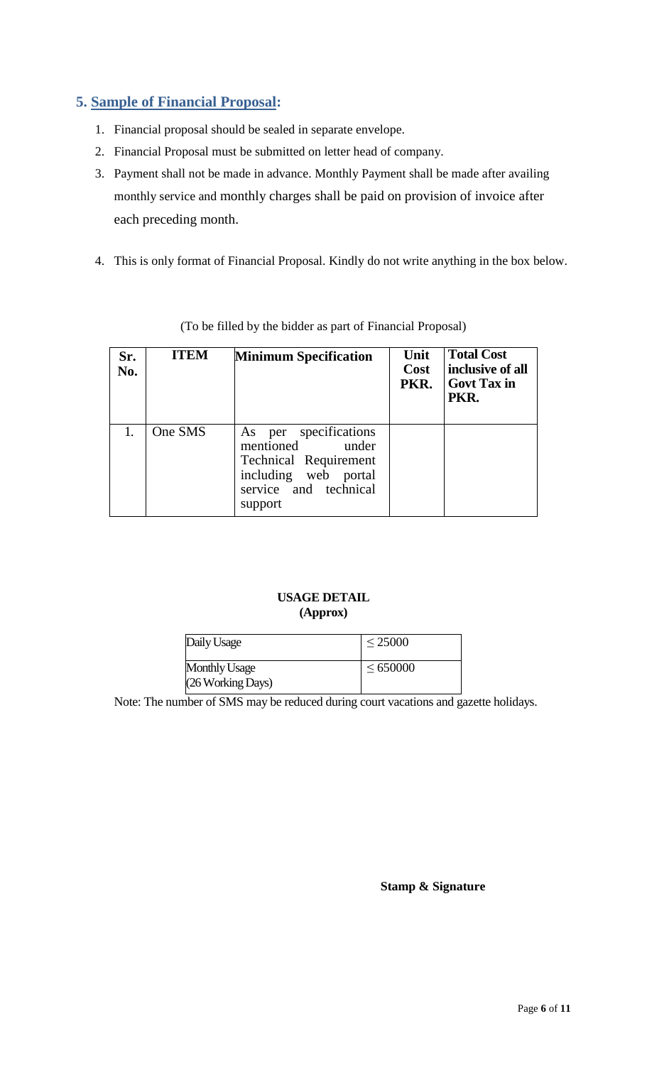## 5. Sample of Financial Proposal:

1. Financial proposal should be sealed in separate envelope.
2. Financial Proposal must be submitted on letter head of company.
3. Payment shall not be made in advance. Monthly Payment shall be made after availing monthly service and monthly charges shall be paid on provision of invoice after each preceding month.
4. This is only format of Financial Proposal. Kindly do not write anything in the box below.

(To be filled by the bidder as part of Financial Proposal)

| Sr. No. | ITEM | Minimum Specification | Unit Cost PKR. | Total Cost inclusive of all Govt Tax in PKR. |
|---|---|---|---|---|
| 1. | One SMS | As per specifications mentioned under Technical Requirement including web portal service and technical support | | |

**USAGE DETAIL**
**(Approx)**

| Daily Usage | ≤ 25000 |
|---|---|
| Monthly Usage (26 Working Days) | ≤ 650000 |

Note: The number of SMS may be reduced during court vacations and gazette holidays.

**Stamp & Signature**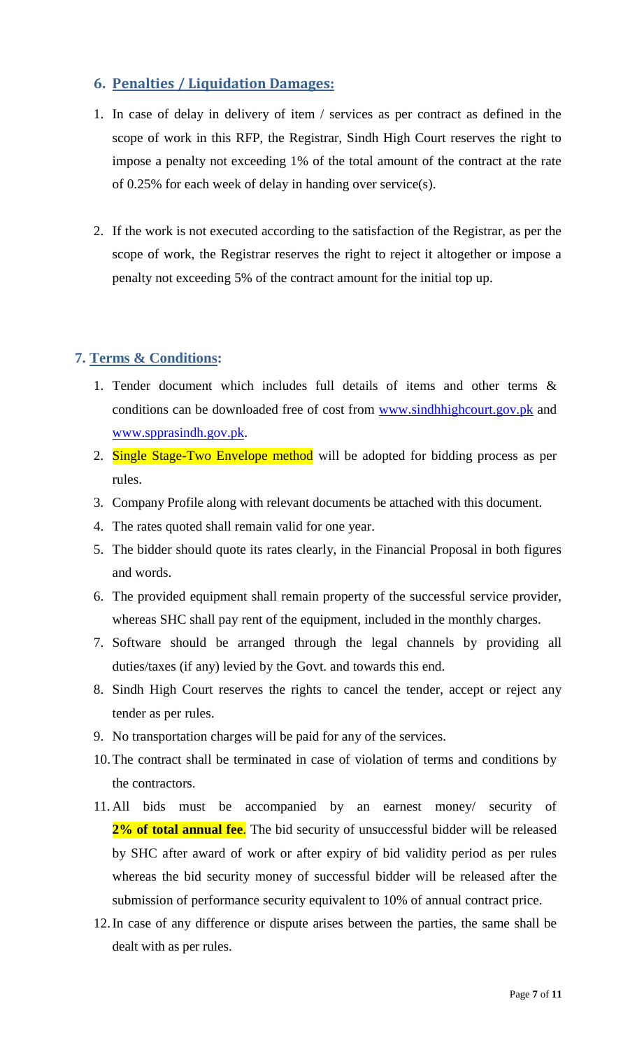## 6. Penalties / Liquidation Damages:

1. In case of delay in delivery of item / services as per contract as defined in the scope of work in this RFP, the Registrar, Sindh High Court reserves the right to impose a penalty not exceeding 1% of the total amount of the contract at the rate of 0.25% for each week of delay in handing over service(s).

2. If the work is not executed according to the satisfaction of the Registrar, as per the scope of work, the Registrar reserves the right to reject it altogether or impose a penalty not exceeding 5% of the contract amount for the initial top up.

## 7. Terms & Conditions:

1. Tender document which includes full details of items and other terms & conditions can be downloaded free of cost from www.sindhhighcourt.gov.pk and www.spprasindh.gov.pk.
2. Single Stage-Two Envelope method will be adopted for bidding process as per rules.
3. Company Profile along with relevant documents be attached with this document.
4. The rates quoted shall remain valid for one year.
5. The bidder should quote its rates clearly, in the Financial Proposal in both figures and words.
6. The provided equipment shall remain property of the successful service provider, whereas SHC shall pay rent of the equipment, included in the monthly charges.
7. Software should be arranged through the legal channels by providing all duties/taxes (if any) levied by the Govt. and towards this end.
8. Sindh High Court reserves the rights to cancel the tender, accept or reject any tender as per rules.
9. No transportation charges will be paid for any of the services.
10. The contract shall be terminated in case of violation of terms and conditions by the contractors.
11. All bids must be accompanied by an earnest money/ security of **2% of total annual fee**. The bid security of unsuccessful bidder will be released by SHC after award of work or after expiry of bid validity period as per rules whereas the bid security money of successful bidder will be released after the submission of performance security equivalent to 10% of annual contract price.
12. In case of any difference or dispute arises between the parties, the same shall be dealt with as per rules.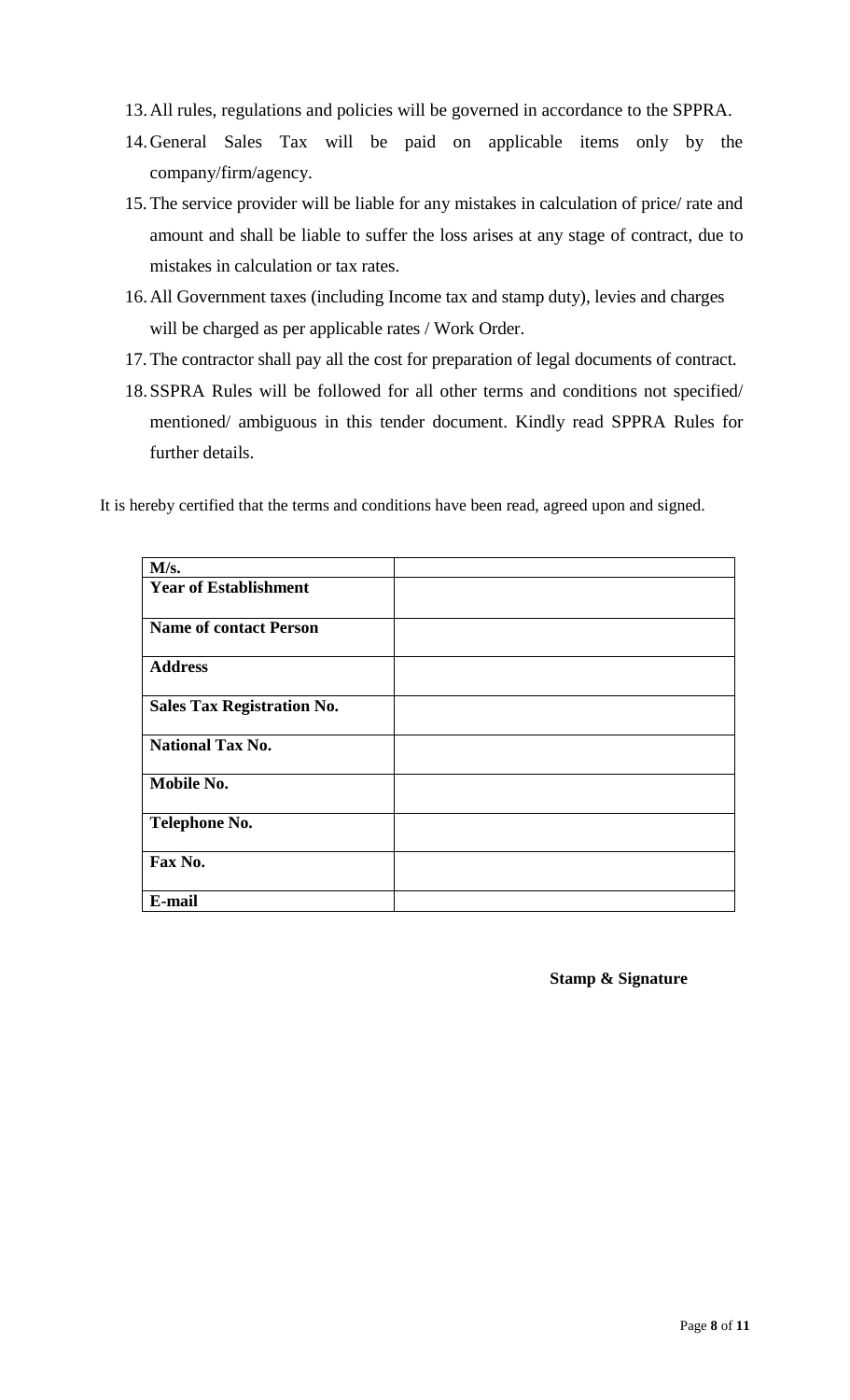13. All rules, regulations and policies will be governed in accordance to the SPPRA.
14. General Sales Tax will be paid on applicable items only by the company/firm/agency.
15. The service provider will be liable for any mistakes in calculation of price/ rate and amount and shall be liable to suffer the loss arises at any stage of contract, due to mistakes in calculation or tax rates.
16. All Government taxes (including Income tax and stamp duty), levies and charges will be charged as per applicable rates / Work Order.
17. The contractor shall pay all the cost for preparation of legal documents of contract.
18. SSPRA Rules will be followed for all other terms and conditions not specified/ mentioned/ ambiguous in this tender document. Kindly read SPPRA Rules for further details.

It is hereby certified that the terms and conditions have been read, agreed upon and signed.

| **M/s.** | |
|---|---|
| **Year of Establishment** | |
| **Name of contact Person** | |
| **Address** | |
| **Sales Tax Registration No.** | |
| **National Tax No.** | |
| **Mobile No.** | |
| **Telephone No.** | |
| **Fax No.** | |
| **E-mail** | |

**Stamp & Signature**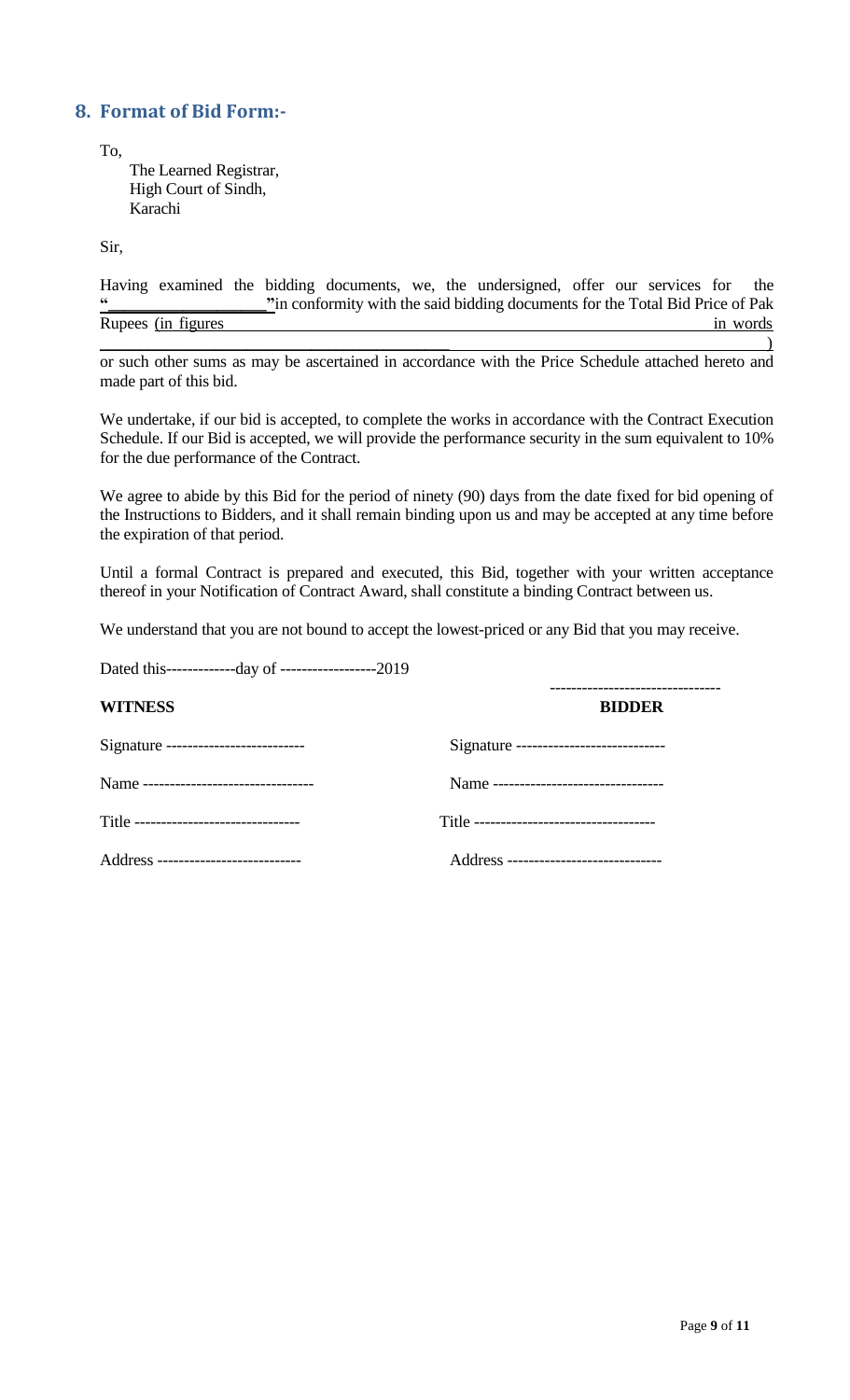## 8. Format of Bid Form:-

To,

The Learned Registrar,
High Court of Sindh,
Karachi

Sir,

Having examined the bidding documents, we, the undersigned, offer our services for the "__________________"in conformity with the said bidding documents for the Total Bid Price of Pak Rupees (in figures __________________________________________________ in words __________________________________________________)
or such other sums as may be ascertained in accordance with the Price Schedule attached hereto and made part of this bid.

We undertake, if our bid is accepted, to complete the works in accordance with the Contract Execution Schedule. If our Bid is accepted, we will provide the performance security in the sum equivalent to 10% for the due performance of the Contract.

We agree to abide by this Bid for the period of ninety (90) days from the date fixed for bid opening of the Instructions to Bidders, and it shall remain binding upon us and may be accepted at any time before the expiration of that period.

Until a formal Contract is prepared and executed, this Bid, together with your written acceptance thereof in your Notification of Contract Award, shall constitute a binding Contract between us.

We understand that you are not bound to accept the lowest-priced or any Bid that you may receive.

Dated this-------------day of ------------------2019

| **WITNESS** | -------------------------------- **BIDDER** |
|---|---|
| Signature -------------------------- | Signature ---------------------------- |
| Name -------------------------------- | Name -------------------------------- |
| Title ------------------------------- | Title ---------------------------------- |
| Address --------------------------- | Address ----------------------------- |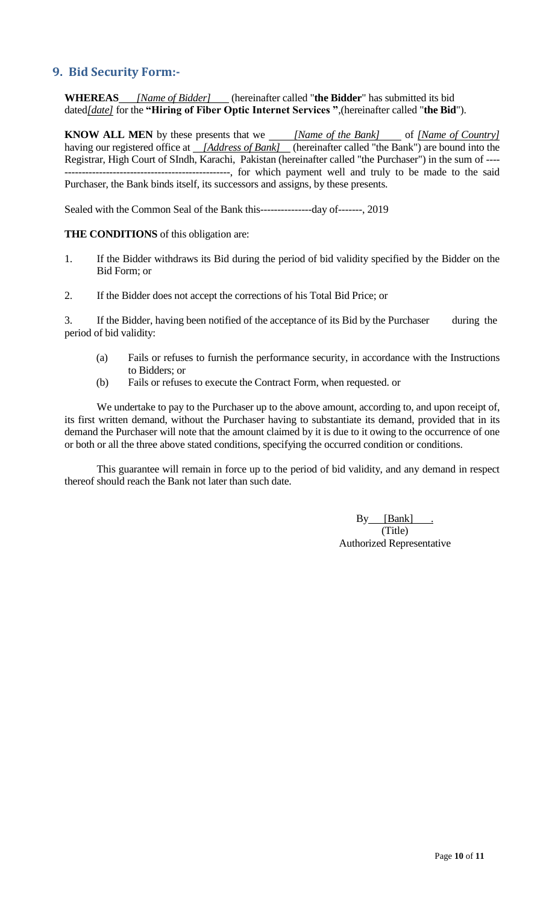## 9. Bid Security Form:-

**WHEREAS** *[Name of Bidder]* (hereinafter called "**the Bidder**" has submitted its bid dated *[date]* for the **"Hiring of Fiber Optic Internet Services "**,(hereinafter called "**the Bid**").

**KNOW ALL MEN** by these presents that we *[Name of the Bank]* of *[Name of Country]* having our registered office at *[Address of Bank]* (hereinafter called "the Bank") are bound into the Registrar, High Court of SIndh, Karachi, Pakistan (hereinafter called "the Purchaser") in the sum of ----------------------------------------------------, for which payment well and truly to be made to the said Purchaser, the Bank binds itself, its successors and assigns, by these presents.

Sealed with the Common Seal of the Bank this---------------day of-------, 2019

**THE CONDITIONS** of this obligation are:

1. If the Bidder withdraws its Bid during the period of bid validity specified by the Bidder on the Bid Form; or

2. If the Bidder does not accept the corrections of his Total Bid Price; or

3. If the Bidder, having been notified of the acceptance of its Bid by the Purchaser during the period of bid validity:

   (a) Fails or refuses to furnish the performance security, in accordance with the Instructions to Bidders; or

   (b) Fails or refuses to execute the Contract Form, when requested. or

We undertake to pay to the Purchaser up to the above amount, according to, and upon receipt of, its first written demand, without the Purchaser having to substantiate its demand, provided that in its demand the Purchaser will note that the amount claimed by it is due to it owing to the occurrence of one or both or all the three above stated conditions, specifying the occurred condition or conditions.

This guarantee will remain in force up to the period of bid validity, and any demand in respect thereof should reach the Bank not later than such date.

By [Bank] .
(Title)
Authorized Representative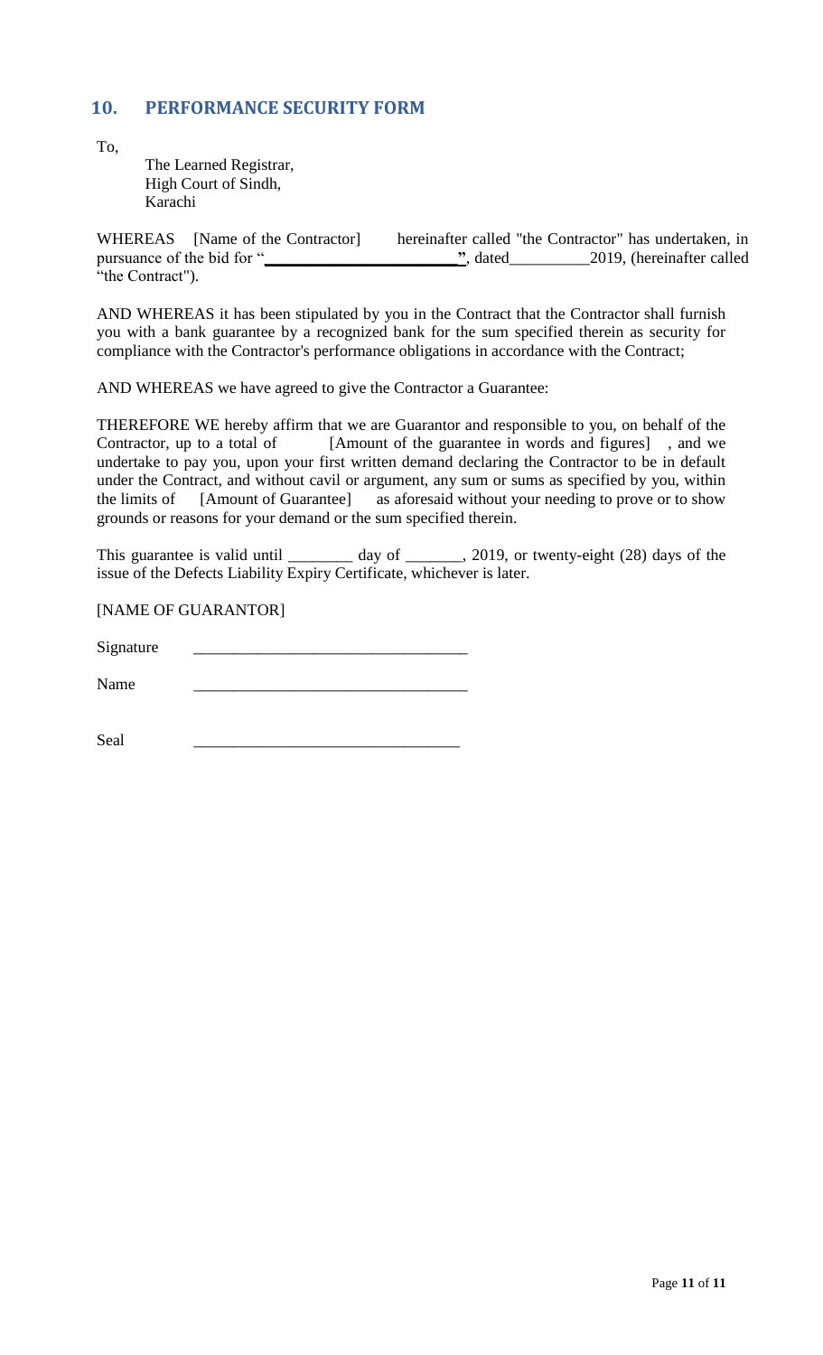## 10. PERFORMANCE SECURITY FORM

To,

The Learned Registrar,
High Court of Sindh,
Karachi

WHEREAS [Name of the Contractor] hereinafter called "the Contractor" has undertaken, in pursuance of the bid for "________________________", dated__________2019, (hereinafter called "the Contract").

AND WHEREAS it has been stipulated by you in the Contract that the Contractor shall furnish you with a bank guarantee by a recognized bank for the sum specified therein as security for compliance with the Contractor's performance obligations in accordance with the Contract;

AND WHEREAS we have agreed to give the Contractor a Guarantee:

THEREFORE WE hereby affirm that we are Guarantor and responsible to you, on behalf of the Contractor, up to a total of [Amount of the guarantee in words and figures] , and we undertake to pay you, upon your first written demand declaring the Contractor to be in default under the Contract, and without cavil or argument, any sum or sums as specified by you, within the limits of [Amount of Guarantee] as aforesaid without your needing to prove or to show grounds or reasons for your demand or the sum specified therein.

This guarantee is valid until ________ day of _______, 2019, or twenty-eight (28) days of the issue of the Defects Liability Expiry Certificate, whichever is later.

[NAME OF GUARANTOR]

Signature _________________________________

Name _________________________________

Seal _________________________________